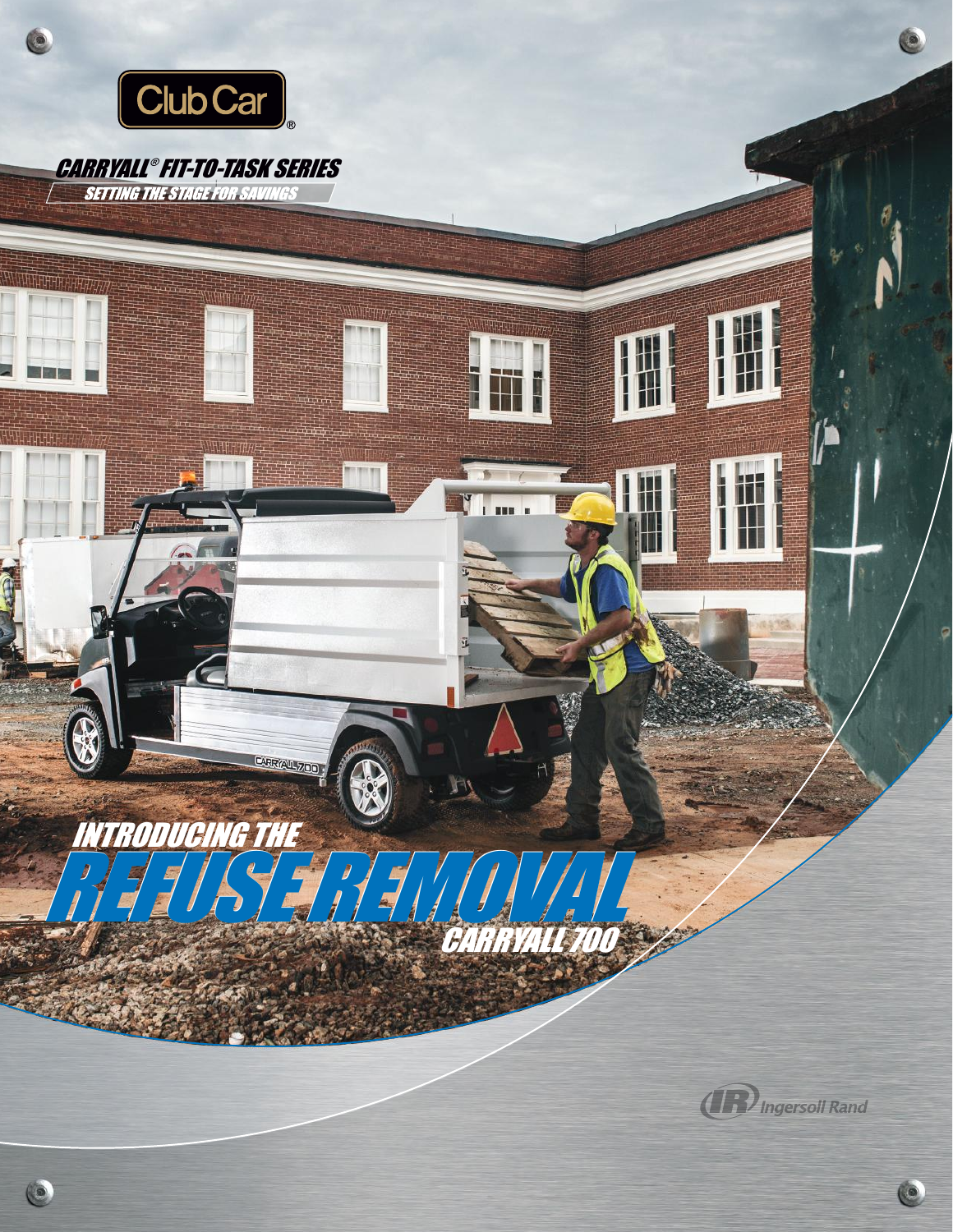Club Car®

## CARRYALL® FIT-TO-TASK SERIES

SETTING THE STAGE FOR SAVINGS

# INTRODUCING THE REFUSE REMOVAL CARRYALL 700

Ingersoll Rand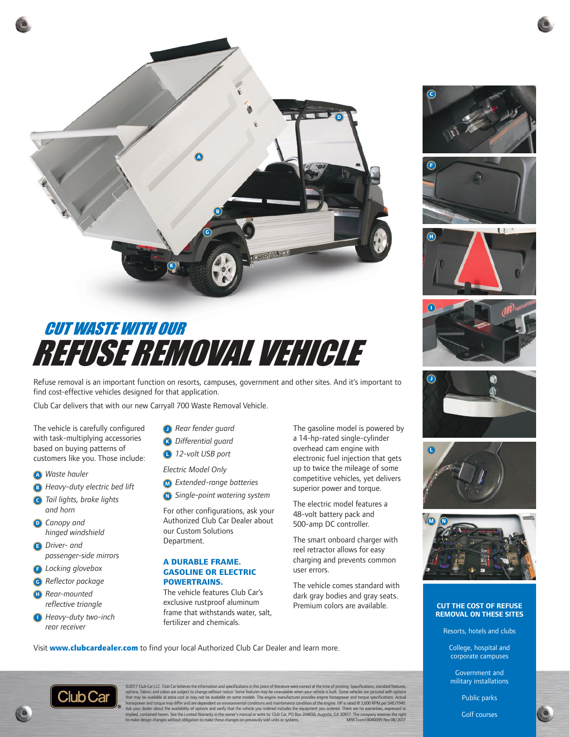# CUT WASTE WITH OUR REFUSE REMOVAL VEHICLE

Refuse removal is an important function on resorts, campuses, government and other sites. And it's important to find cost-effective vehicles designed for that application.

Club Car delivers that with our new Carryall 700 Waste Removal Vehicle.

The vehicle is carefully configured with task-multiplying accessories based on buying patterns of customers like you. Those include:

- **A** *Waste hauler*
- **B** *Heavy-duty electric bed lift*
- **C** *Tail lights, brake lights and horn*
- **D** *Canopy and hinged windshield*
- **E** *Driver- and passenger-side mirrors*
- **F** *Locking glovebox*
- **G** *Reflector package*
- **H** *Rear-mounted reflective triangle*
- **I** *Heavy-duty two-inch rear receiver*
- **J** *Rear fender guard*
- **K** *Differential guard*
- **L** *12-volt USB port*

*Electric Model Only*

- **M** *Extended-range batteries*
- **N** *Single-point watering system*

For other configurations, ask your Authorized Club Car Dealer about our Custom Solutions Department.

## A DURABLE FRAME. GASOLINE OR ELECTRIC POWERTRAINS.

The vehicle features Club Car's exclusive rustproof aluminum frame that withstands water, salt, fertilizer and chemicals.

The gasoline model is powered by a 14-hp-rated single-cylinder overhead cam engine with electronic fuel injection that gets up to twice the mileage of some competitive vehicles, yet delivers superior power and torque.

The electric model features a 48-volt battery pack and 500-amp DC controller.

The smart onboard charger with reel retractor allows for easy charging and prevents common user errors.

The vehicle comes standard with dark gray bodies and gray seats. Premium colors are available.

Visit **www.clubcardealer.com** to find your local Authorized Club Car Dealer and learn more.

### CUT THE COST OF REFUSE REMOVAL ON THESE SITES

Resorts, hotels and clubs

College, hospital and corporate campuses

Government and military installations

Public parks

Golf courses

Club Car

©2017 Club Car LLC. Club Car believes the information and specifications in this piece of literature were correct at the time of printing. Specifications, standard features, options, fabrics and colors are subject to change without notice. Some features may be unavailable when your vehicle is built. Some vehicles are pictured with options that may be available at extra cost or may not be available on some models. The engine manufacturer provides engine horsepower and torque specifications. Actual horsepower and torque may differ and are dependent on environmental conditions and maintenance condition of the engine. HP is rated @ 3,600 RPM per SAEJ1940. Ask your dealer about the availability of options and verify that the vehicle you ordered includes the equipment you ordered. There are no warranties, expressed or implied, contained herein. See the Limited Warranty in the owner's manual or write to: Club Car, PO Box 204658, Augusta, GA 30917. The company reserves the right to make design changes without obligation to make these changes on previously sold units or systems. MRKTcom18040099 Rev 08/2017